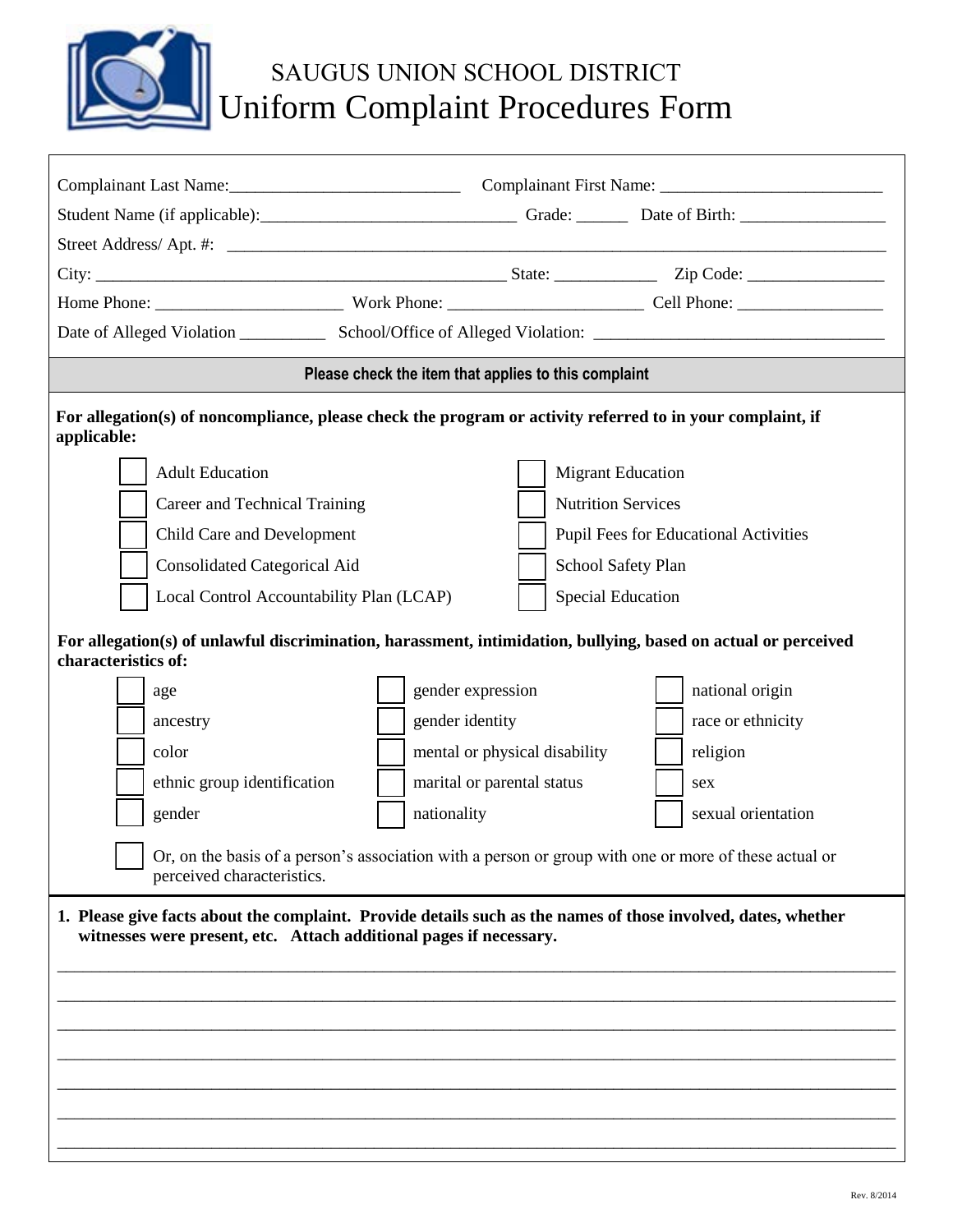# SAUGUS UNION SCHOOL DISTRICT

# Uniform Complaint Procedures Form

Complainant Last Name:__________________________ Complainant First Name: __________________________

Student Name (if applicable):______________________________ Grade: ______ Date of Birth: _________________

Street Address/ Apt. #: ________________________________________________________________________________

City: ______________________________________________ State: ____________ Zip Code: ________________

Home Phone: ______________________ Work Phone: _______________________ Cell Phone: _________________

Date of Alleged Violation __________ School/Office of Alleged Violation: __________________________________

**Please check the item that applies to this complaint**

**For allegation(s) of noncompliance, please check the program or activity referred to in your complaint, if applicable:**

- ☐ Adult Education
- ☐ Career and Technical Training
- ☐ Child Care and Development
- ☐ Consolidated Categorical Aid
- ☐ Local Control Accountability Plan (LCAP)
- ☐ Migrant Education
- ☐ Nutrition Services
- ☐ Pupil Fees for Educational Activities
- ☐ School Safety Plan
- ☐ Special Education

**For allegation(s) of unlawful discrimination, harassment, intimidation, bullying, based on actual or perceived characteristics of:**

- ☐ age
- ☐ ancestry
- ☐ color
- ☐ ethnic group identification
- ☐ gender
- ☐ gender expression
- ☐ gender identity
- ☐ mental or physical disability
- ☐ marital or parental status
- ☐ nationality
- ☐ national origin
- ☐ race or ethnicity
- ☐ religion
- ☐ sex
- ☐ sexual orientation

☐ Or, on the basis of a person's association with a person or group with one or more of these actual or perceived characteristics.

1. **Please give facts about the complaint. Provide details such as the names of those involved, dates, whether witnesses were present, etc. Attach additional pages if necessary.**

_____________________________________________________________________________________________

_____________________________________________________________________________________________

_____________________________________________________________________________________________

_____________________________________________________________________________________________

_____________________________________________________________________________________________

_____________________________________________________________________________________________

_____________________________________________________________________________________________

Rev. 8/2014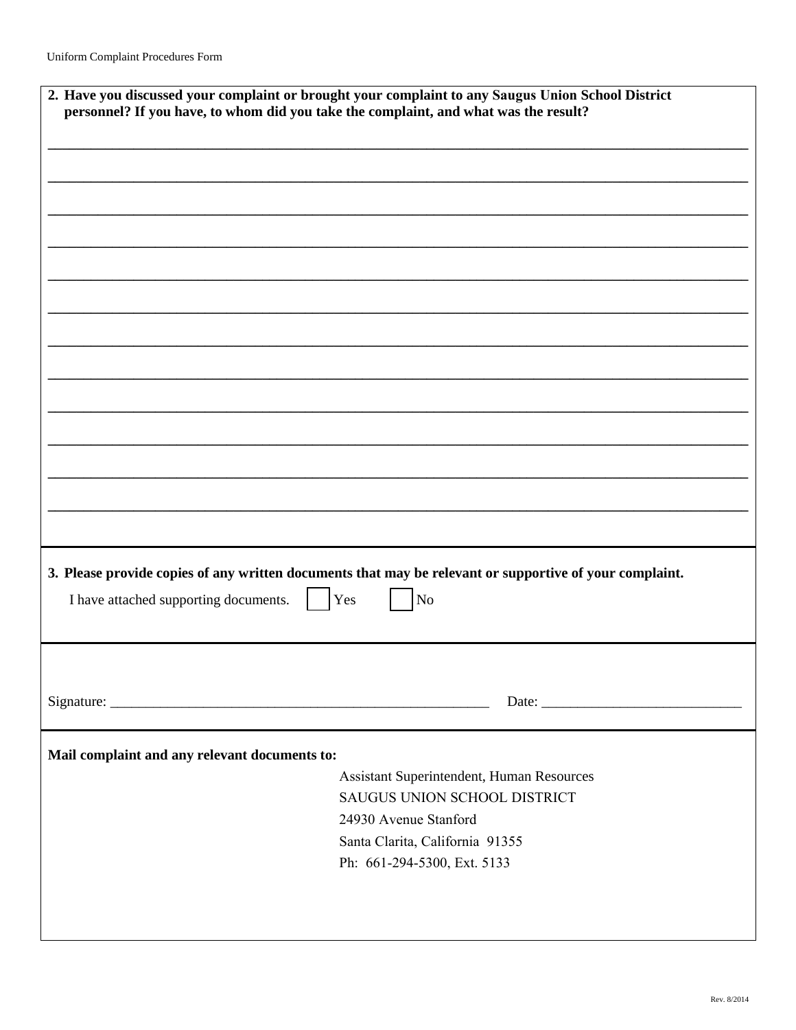**2. Have you discussed your complaint or brought your complaint to any Saugus Union School District personnel? If you have, to whom did you take the complaint, and what was the result?**

______________________________________________________________________________

______________________________________________________________________________

______________________________________________________________________________

______________________________________________________________________________

______________________________________________________________________________

______________________________________________________________________________

______________________________________________________________________________

______________________________________________________________________________

______________________________________________________________________________

______________________________________________________________________________

______________________________________________________________________________

______________________________________________________________________________

**3. Please provide copies of any written documents that may be relevant or supportive of your complaint.**

I have attached supporting documents. ☐ Yes ☐ No

Signature: _______________________________________________ Date: ________________________

**Mail complaint and any relevant documents to:**

Assistant Superintendent, Human Resources
SAUGUS UNION SCHOOL DISTRICT
24930 Avenue Stanford
Santa Clarita, California 91355
Ph: 661-294-5300, Ext. 5133

Rev. 8/2014